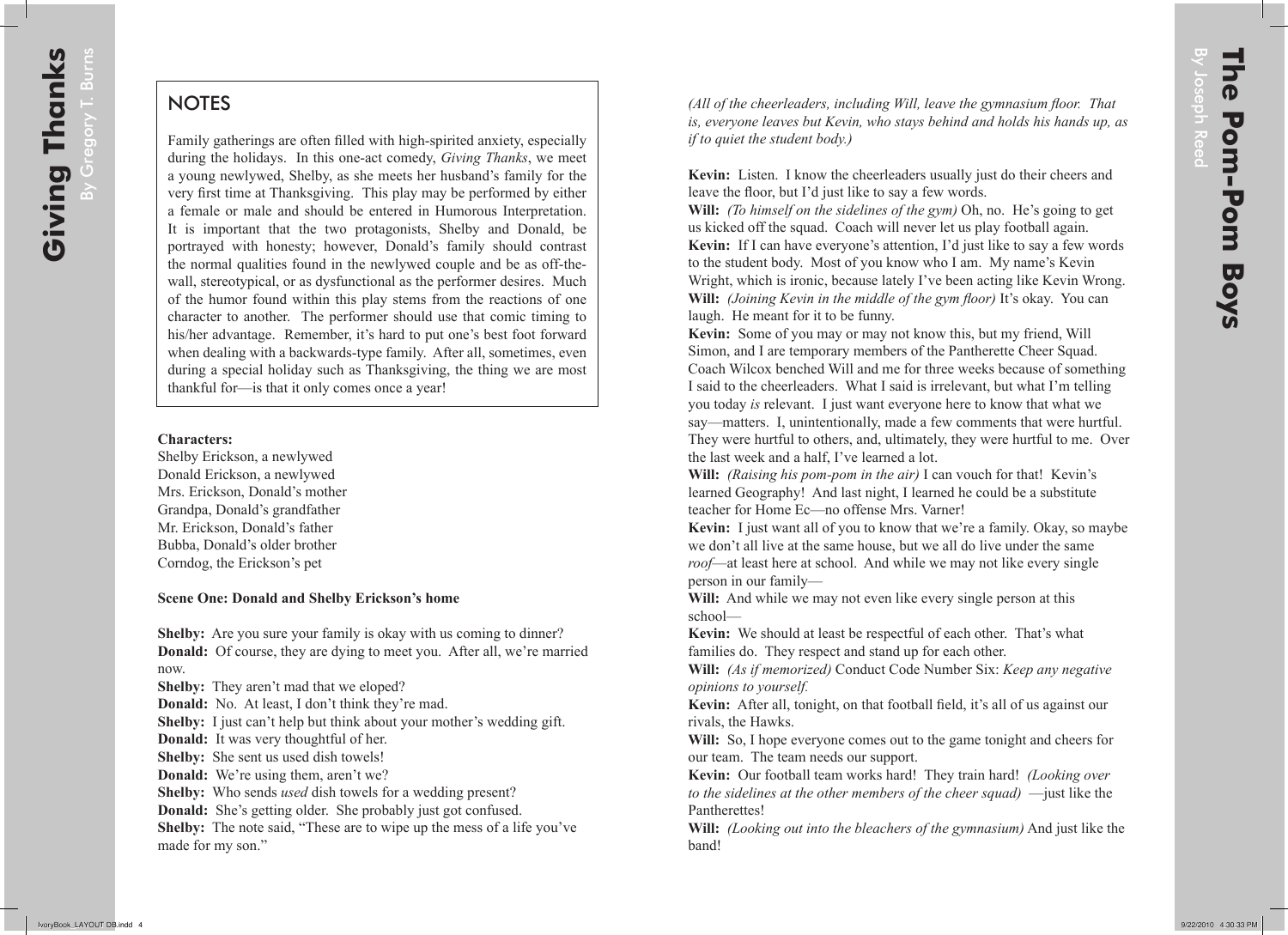# Giving Thanks

By Gregory T. Burns

## NOTES

Family gatherings are often filled with high-spirited anxiety, especially during the holidays. In this one-act comedy, *Giving Thanks*, we meet a young newlywed, Shelby, as she meets her husband's family for the very first time at Thanksgiving. This play may be performed by either a female or male and should be entered in Humorous Interpretation. It is important that the two protagonists, Shelby and Donald, be portrayed with honesty; however, Donald's family should contrast the normal qualities found in the newlywed couple and be as off-the-wall, stereotypical, or as dysfunctional as the performer desires. Much of the humor found within this play stems from the reactions of one character to another. The performer should use that comic timing to his/her advantage. Remember, it's hard to put one's best foot forward when dealing with a backwards-type family. After all, sometimes, even during a special holiday such as Thanksgiving, the thing we are most thankful for—is that it only comes once a year!

**Characters:**

Shelby Erickson, a newlywed
Donald Erickson, a newlywed
Mrs. Erickson, Donald's mother
Grandpa, Donald's grandfather
Mr. Erickson, Donald's father
Bubba, Donald's older brother
Corndog, the Erickson's pet

**Scene One: Donald and Shelby Erickson's home**

**Shelby:** Are you sure your family is okay with us coming to dinner?
**Donald:** Of course, they are dying to meet you. After all, we're married now.
**Shelby:** They aren't mad that we eloped?
**Donald:** No. At least, I don't think they're mad.
**Shelby:** I just can't help but think about your mother's wedding gift.
**Donald:** It was very thoughtful of her.
**Shelby:** She sent us used dish towels!
**Donald:** We're using them, aren't we?
**Shelby:** Who sends *used* dish towels for a wedding present?
**Donald:** She's getting older. She probably just got confused.
**Shelby:** The note said, "These are to wipe up the mess of a life you've made for my son."

# The Pom-Pom Boys

By Joseph Reed

*(All of the cheerleaders, including Will, leave the gymnasium floor. That is, everyone leaves but Kevin, who stays behind and holds his hands up, as if to quiet the student body.)*

**Kevin:** Listen. I know the cheerleaders usually just do their cheers and leave the floor, but I'd just like to say a few words.
**Will:** *(To himself on the sidelines of the gym)* Oh, no. He's going to get us kicked off the squad. Coach will never let us play football again.
**Kevin:** If I can have everyone's attention, I'd just like to say a few words to the student body. Most of you know who I am. My name's Kevin Wright, which is ironic, because lately I've been acting like Kevin Wrong.
**Will:** *(Joining Kevin in the middle of the gym floor)* It's okay. You can laugh. He meant for it to be funny.
**Kevin:** Some of you may or may not know this, but my friend, Will Simon, and I are temporary members of the Pantherette Cheer Squad. Coach Wilcox benched Will and me for three weeks because of something I said to the cheerleaders. What I said is irrelevant, but what I'm telling you today *is* relevant. I just want everyone here to know that what we say—matters. I, unintentionally, made a few comments that were hurtful. They were hurtful to others, and, ultimately, they were hurtful to me. Over the last week and a half, I've learned a lot.
**Will:** *(Raising his pom-pom in the air)* I can vouch for that! Kevin's learned Geography! And last night, I learned he could be a substitute teacher for Home Ec—no offense Mrs. Varner!
**Kevin:** I just want all of you to know that we're a family. Okay, so maybe we don't all live at the same house, but we all do live under the same *roof*—at least here at school. And while we may not like every single person in our family—
**Will:** And while we may not even like every single person at this school—
**Kevin:** We should at least be respectful of each other. That's what families do. They respect and stand up for each other.
**Will:** *(As if memorized)* Conduct Code Number Six: *Keep any negative opinions to yourself.*
**Kevin:** After all, tonight, on that football field, it's all of us against our rivals, the Hawks.
**Will:** So, I hope everyone comes out to the game tonight and cheers for our team. The team needs our support.
**Kevin:** Our football team works hard! They train hard! *(Looking over to the sidelines at the other members of the cheer squad)* —just like the Pantherettes!
**Will:** *(Looking out into the bleachers of the gymnasium)* And just like the band!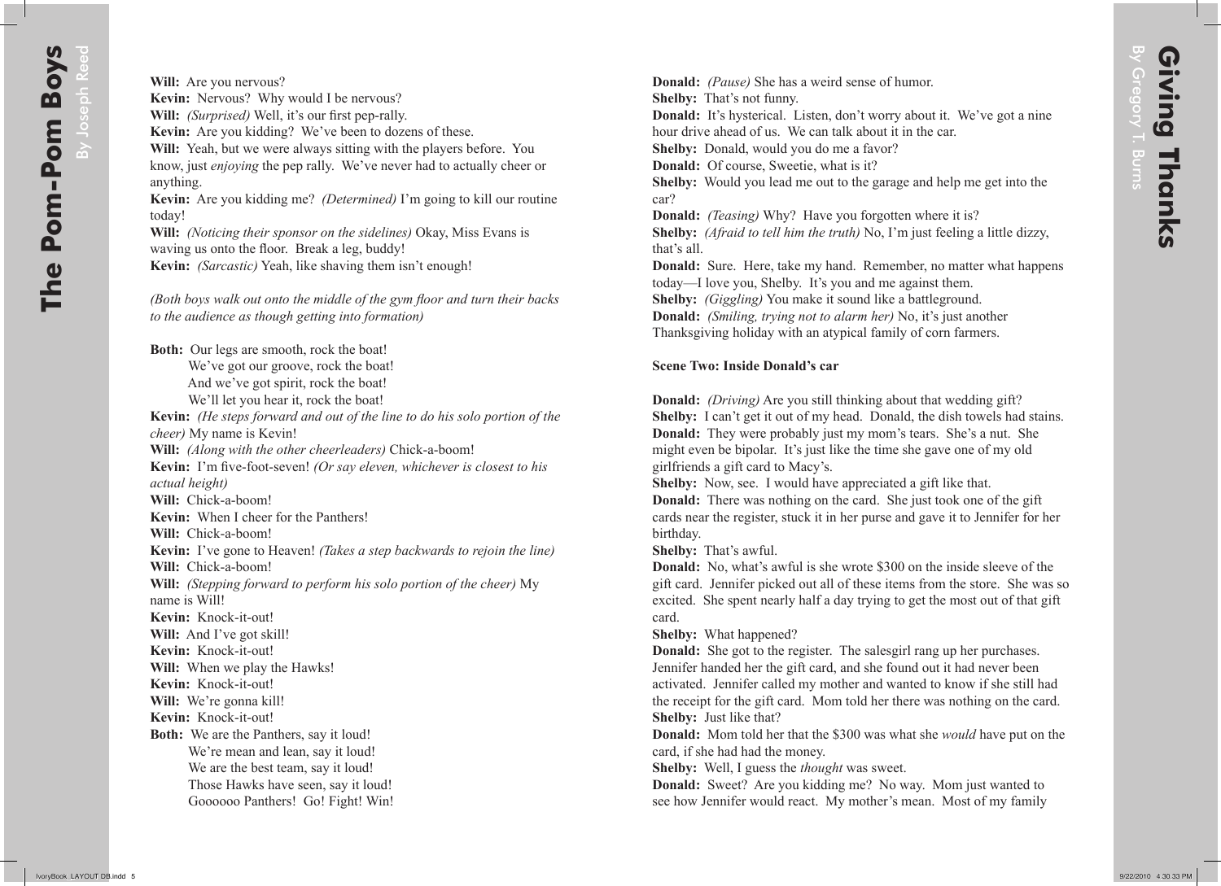**Will:** Are you nervous?
**Kevin:** Nervous? Why would I be nervous?
**Will:** *(Surprised)* Well, it's our first pep-rally.
**Kevin:** Are you kidding? We've been to dozens of these.
**Will:** Yeah, but we were always sitting with the players before. You know, just *enjoying* the pep rally. We've never had to actually cheer or anything.
**Kevin:** Are you kidding me? *(Determined)* I'm going to kill our routine today!
**Will:** *(Noticing their sponsor on the sidelines)* Okay, Miss Evans is waving us onto the floor. Break a leg, buddy!
**Kevin:** *(Sarcastic)* Yeah, like shaving them isn't enough!

*(Both boys walk out onto the middle of the gym floor and turn their backs to the audience as though getting into formation)*

**Both:** Our legs are smooth, rock the boat!
We've got our groove, rock the boat!
And we've got spirit, rock the boat!
We'll let you hear it, rock the boat!
**Kevin:** *(He steps forward and out of the line to do his solo portion of the cheer)* My name is Kevin!
**Will:** *(Along with the other cheerleaders)* Chick-a-boom!
**Kevin:** I'm five-foot-seven! *(Or say eleven, whichever is closest to his actual height)*
**Will:** Chick-a-boom!
**Kevin:** When I cheer for the Panthers!
**Will:** Chick-a-boom!
**Kevin:** I've gone to Heaven! *(Takes a step backwards to rejoin the line)*
**Will:** Chick-a-boom!
**Will:** *(Stepping forward to perform his solo portion of the cheer)* My name is Will!
**Kevin:** Knock-it-out!
**Will:** And I've got skill!
**Kevin:** Knock-it-out!
**Will:** When we play the Hawks!
**Kevin:** Knock-it-out!
**Will:** We're gonna kill!
**Kevin:** Knock-it-out!
**Both:** We are the Panthers, say it loud!
We're mean and lean, say it loud!
We are the best team, say it loud!
Those Hawks have seen, say it loud!
Goooooo Panthers! Go! Fight! Win!

**Donald:** *(Pause)* She has a weird sense of humor.
**Shelby:** That's not funny.
**Donald:** It's hysterical. Listen, don't worry about it. We've got a nine hour drive ahead of us. We can talk about it in the car.
**Shelby:** Donald, would you do me a favor?
**Donald:** Of course, Sweetie, what is it?
**Shelby:** Would you lead me out to the garage and help me get into the car?
**Donald:** *(Teasing)* Why? Have you forgotten where it is?
**Shelby:** *(Afraid to tell him the truth)* No, I'm just feeling a little dizzy, that's all.
**Donald:** Sure. Here, take my hand. Remember, no matter what happens today—I love you, Shelby. It's you and me against them.
**Shelby:** *(Giggling)* You make it sound like a battleground.
**Donald:** *(Smiling, trying not to alarm her)* No, it's just another Thanksgiving holiday with an atypical family of corn farmers.

**Scene Two: Inside Donald's car**

**Donald:** *(Driving)* Are you still thinking about that wedding gift?
**Shelby:** I can't get it out of my head. Donald, the dish towels had stains.
**Donald:** They were probably just my mom's tears. She's a nut. She might even be bipolar. It's just like the time she gave one of my old girlfriends a gift card to Macy's.
**Shelby:** Now, see. I would have appreciated a gift like that.
**Donald:** There was nothing on the card. She just took one of the gift cards near the register, stuck it in her purse and gave it to Jennifer for her birthday.
**Shelby:** That's awful.
**Donald:** No, what's awful is she wrote $300 on the inside sleeve of the gift card. Jennifer picked out all of these items from the store. She was so excited. She spent nearly half a day trying to get the most out of that gift card.
**Shelby:** What happened?
**Donald:** She got to the register. The salesgirl rang up her purchases. Jennifer handed her the gift card, and she found out it had never been activated. Jennifer called my mother and wanted to know if she still had the receipt for the gift card. Mom told her there was nothing on the card.
**Shelby:** Just like that?
**Donald:** Mom told her that the $300 was what she *would* have put on the card, if she had had the money.
**Shelby:** Well, I guess the *thought* was sweet.
**Donald:** Sweet? Are you kidding me? No way. Mom just wanted to see how Jennifer would react. My mother's mean. Most of my family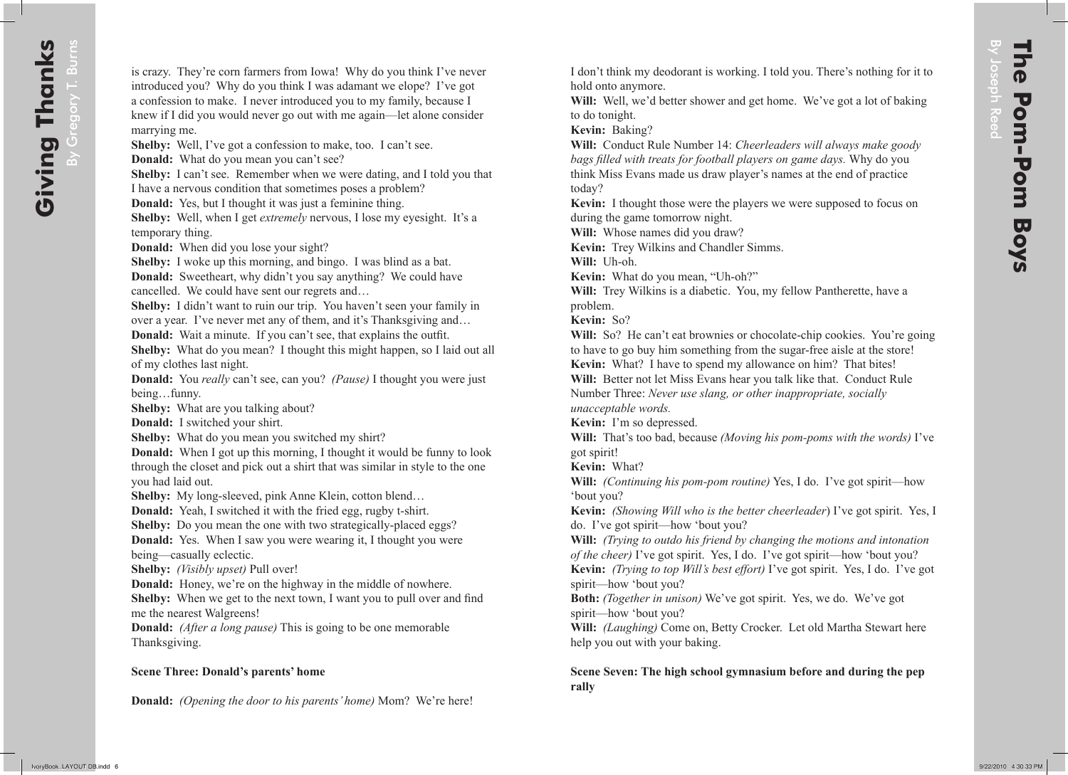is crazy. They're corn farmers from Iowa! Why do you think I've never introduced you? Why do you think I was adamant we elope? I've got a confession to make. I never introduced you to my family, because I knew if I did you would never go out with me again—let alone consider marrying me.

**Shelby:** Well, I've got a confession to make, too. I can't see.

**Donald:** What do you mean you can't see?

**Shelby:** I can't see. Remember when we were dating, and I told you that I have a nervous condition that sometimes poses a problem?

**Donald:** Yes, but I thought it was just a feminine thing.

**Shelby:** Well, when I get *extremely* nervous, I lose my eyesight. It's a temporary thing.

**Donald:** When did you lose your sight?

**Shelby:** I woke up this morning, and bingo. I was blind as a bat.

**Donald:** Sweetheart, why didn't you say anything? We could have cancelled. We could have sent our regrets and…

**Shelby:** I didn't want to ruin our trip. You haven't seen your family in over a year. I've never met any of them, and it's Thanksgiving and…

**Donald:** Wait a minute. If you can't see, that explains the outfit.

**Shelby:** What do you mean? I thought this might happen, so I laid out all of my clothes last night.

**Donald:** You *really* can't see, can you? *(Pause)* I thought you were just being…funny.

**Shelby:** What are you talking about?

**Donald:** I switched your shirt.

**Shelby:** What do you mean you switched my shirt?

**Donald:** When I got up this morning, I thought it would be funny to look through the closet and pick out a shirt that was similar in style to the one you had laid out.

**Shelby:** My long-sleeved, pink Anne Klein, cotton blend…

**Donald:** Yeah, I switched it with the fried egg, rugby t-shirt.

**Shelby:** Do you mean the one with two strategically-placed eggs?

**Donald:** Yes. When I saw you were wearing it, I thought you were being—casually eclectic.

**Shelby:** *(Visibly upset)* Pull over!

**Donald:** Honey, we're on the highway in the middle of nowhere.

**Shelby:** When we get to the next town, I want you to pull over and find me the nearest Walgreens!

**Donald:** *(After a long pause)* This is going to be one memorable Thanksgiving.

**Scene Three: Donald's parents' home**

**Donald:** *(Opening the door to his parents' home)* Mom? We're here!

I don't think my deodorant is working. I told you. There's nothing for it to hold onto anymore.

**Will:** Well, we'd better shower and get home. We've got a lot of baking to do tonight.

**Kevin:** Baking?

**Will:** Conduct Rule Number 14: *Cheerleaders will always make goody bags filled with treats for football players on game days.* Why do you think Miss Evans made us draw player's names at the end of practice today?

**Kevin:** I thought those were the players we were supposed to focus on during the game tomorrow night.

**Will:** Whose names did you draw?

**Kevin:** Trey Wilkins and Chandler Simms.

**Will:** Uh-oh.

**Kevin:** What do you mean, "Uh-oh?"

**Will:** Trey Wilkins is a diabetic. You, my fellow Pantherette, have a problem.

**Kevin:** So?

**Will:** So? He can't eat brownies or chocolate-chip cookies. You're going to have to go buy him something from the sugar-free aisle at the store!

**Kevin:** What? I have to spend my allowance on him? That bites!

**Will:** Better not let Miss Evans hear you talk like that. Conduct Rule Number Three: *Never use slang, or other inappropriate, socially unacceptable words.*

**Kevin:** I'm so depressed.

**Will:** That's too bad, because *(Moving his pom-poms with the words)* I've got spirit!

**Kevin:** What?

**Will:** *(Continuing his pom-pom routine)* Yes, I do. I've got spirit—how 'bout you?

**Kevin:** *(Showing Will who is the better cheerleader)* I've got spirit. Yes, I do. I've got spirit—how 'bout you?

**Will:** *(Trying to outdo his friend by changing the motions and intonation of the cheer)* I've got spirit. Yes, I do. I've got spirit—how 'bout you?

**Kevin:** *(Trying to top Will's best effort)* I've got spirit. Yes, I do. I've got spirit—how 'bout you?

**Both:** *(Together in unison)* We've got spirit. Yes, we do. We've got spirit—how 'bout you?

**Will:** *(Laughing)* Come on, Betty Crocker. Let old Martha Stewart here help you out with your baking.

**Scene Seven: The high school gymnasium before and during the pep rally**